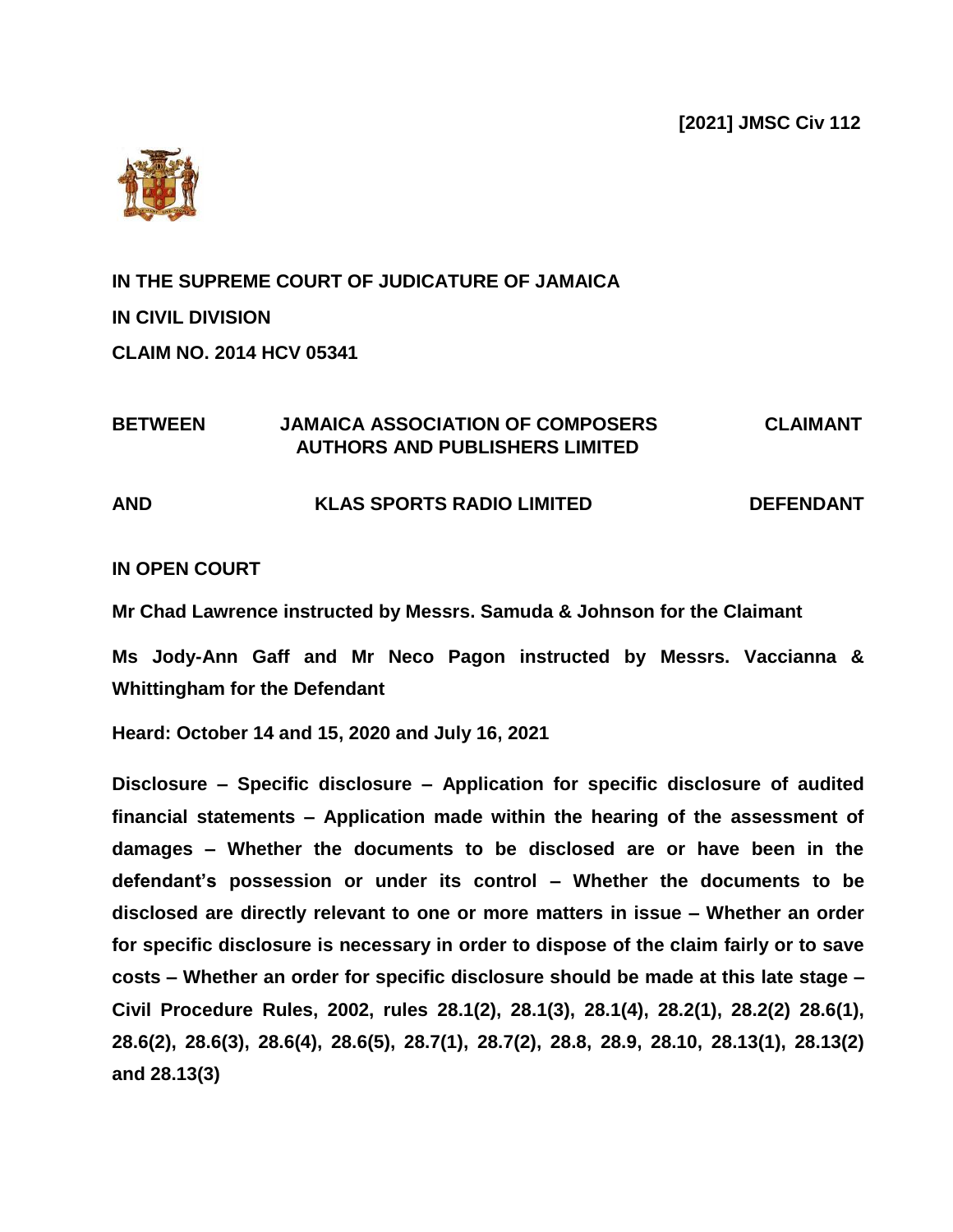**[2021] JMSC Civ 112**

**IN THE SUPREME COURT OF JUDICATURE OF JAMAICA**

**IN CIVIL DIVISION**

**CLAIM NO. 2014 HCV 05341**

| | | |
|---|---|---|
| **BETWEEN** | **JAMAICA ASSOCIATION OF COMPOSERS AUTHORS AND PUBLISHERS LIMITED** | **CLAIMANT** |
| **AND** | **KLAS SPORTS RADIO LIMITED** | **DEFENDANT** |

**IN OPEN COURT**

**Mr Chad Lawrence instructed by Messrs. Samuda & Johnson for the Claimant**

**Ms Jody-Ann Gaff and Mr Neco Pagon instructed by Messrs. Vaccianna & Whittingham for the Defendant**

**Heard: October 14 and 15, 2020 and July 16, 2021**

**Disclosure – Specific disclosure – Application for specific disclosure of audited financial statements – Application made within the hearing of the assessment of damages – Whether the documents to be disclosed are or have been in the defendant's possession or under its control – Whether the documents to be disclosed are directly relevant to one or more matters in issue – Whether an order for specific disclosure is necessary in order to dispose of the claim fairly or to save costs – Whether an order for specific disclosure should be made at this late stage – Civil Procedure Rules, 2002, rules 28.1(2), 28.1(3), 28.1(4), 28.2(1), 28.2(2) 28.6(1), 28.6(2), 28.6(3), 28.6(4), 28.6(5), 28.7(1), 28.7(2), 28.8, 28.9, 28.10, 28.13(1), 28.13(2) and 28.13(3)**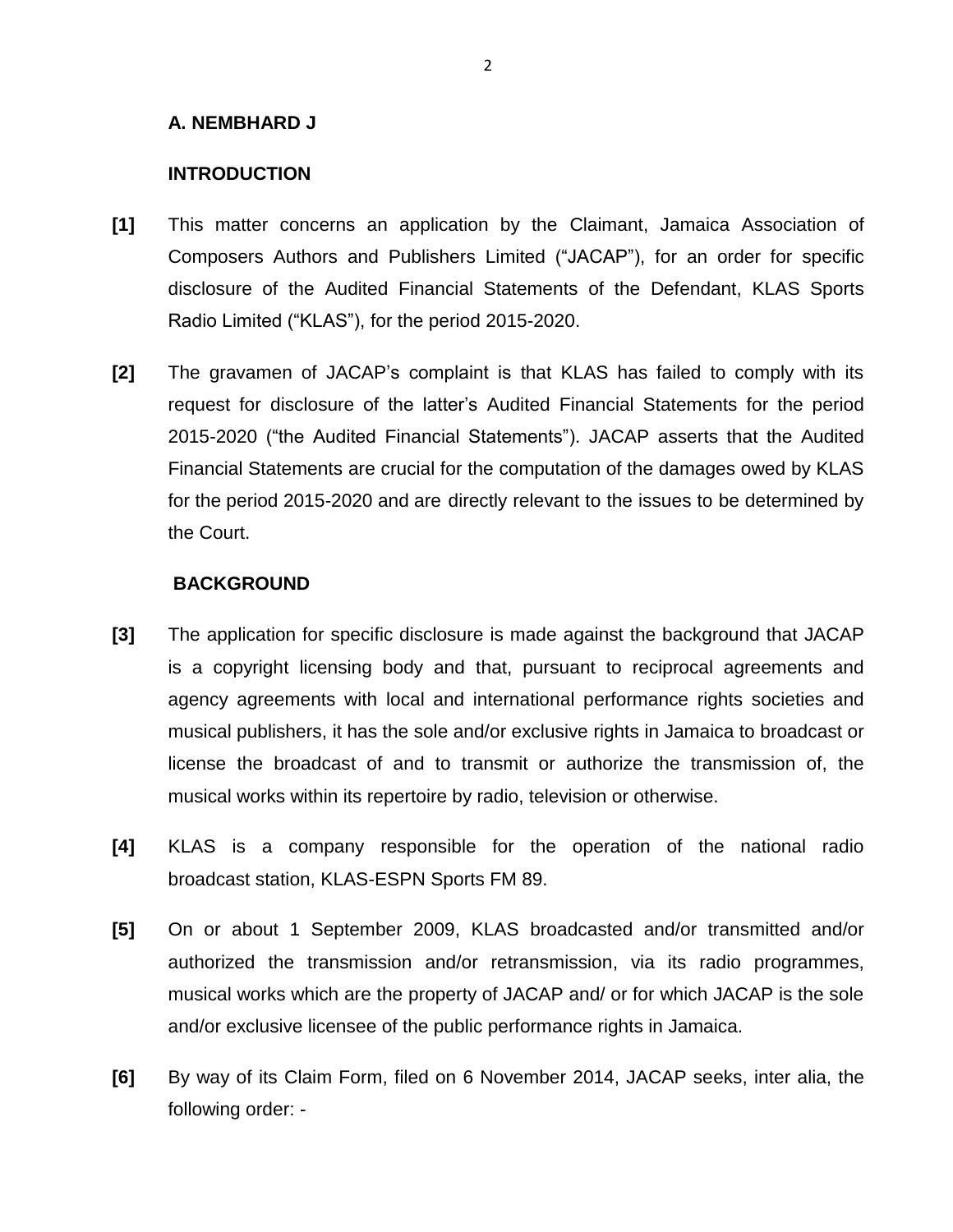**A. NEMBHARD J**

**INTRODUCTION**

**[1]** This matter concerns an application by the Claimant, Jamaica Association of Composers Authors and Publishers Limited ("JACAP"), for an order for specific disclosure of the Audited Financial Statements of the Defendant, KLAS Sports Radio Limited ("KLAS"), for the period 2015-2020.

**[2]** The gravamen of JACAP's complaint is that KLAS has failed to comply with its request for disclosure of the latter's Audited Financial Statements for the period 2015-2020 ("the Audited Financial Statements"). JACAP asserts that the Audited Financial Statements are crucial for the computation of the damages owed by KLAS for the period 2015-2020 and are directly relevant to the issues to be determined by the Court.

**BACKGROUND**

**[3]** The application for specific disclosure is made against the background that JACAP is a copyright licensing body and that, pursuant to reciprocal agreements and agency agreements with local and international performance rights societies and musical publishers, it has the sole and/or exclusive rights in Jamaica to broadcast or license the broadcast of and to transmit or authorize the transmission of, the musical works within its repertoire by radio, television or otherwise.

**[4]** KLAS is a company responsible for the operation of the national radio broadcast station, KLAS-ESPN Sports FM 89.

**[5]** On or about 1 September 2009, KLAS broadcasted and/or transmitted and/or authorized the transmission and/or retransmission, via its radio programmes, musical works which are the property of JACAP and/ or for which JACAP is the sole and/or exclusive licensee of the public performance rights in Jamaica.

**[6]** By way of its Claim Form, filed on 6 November 2014, JACAP seeks, inter alia, the following order: -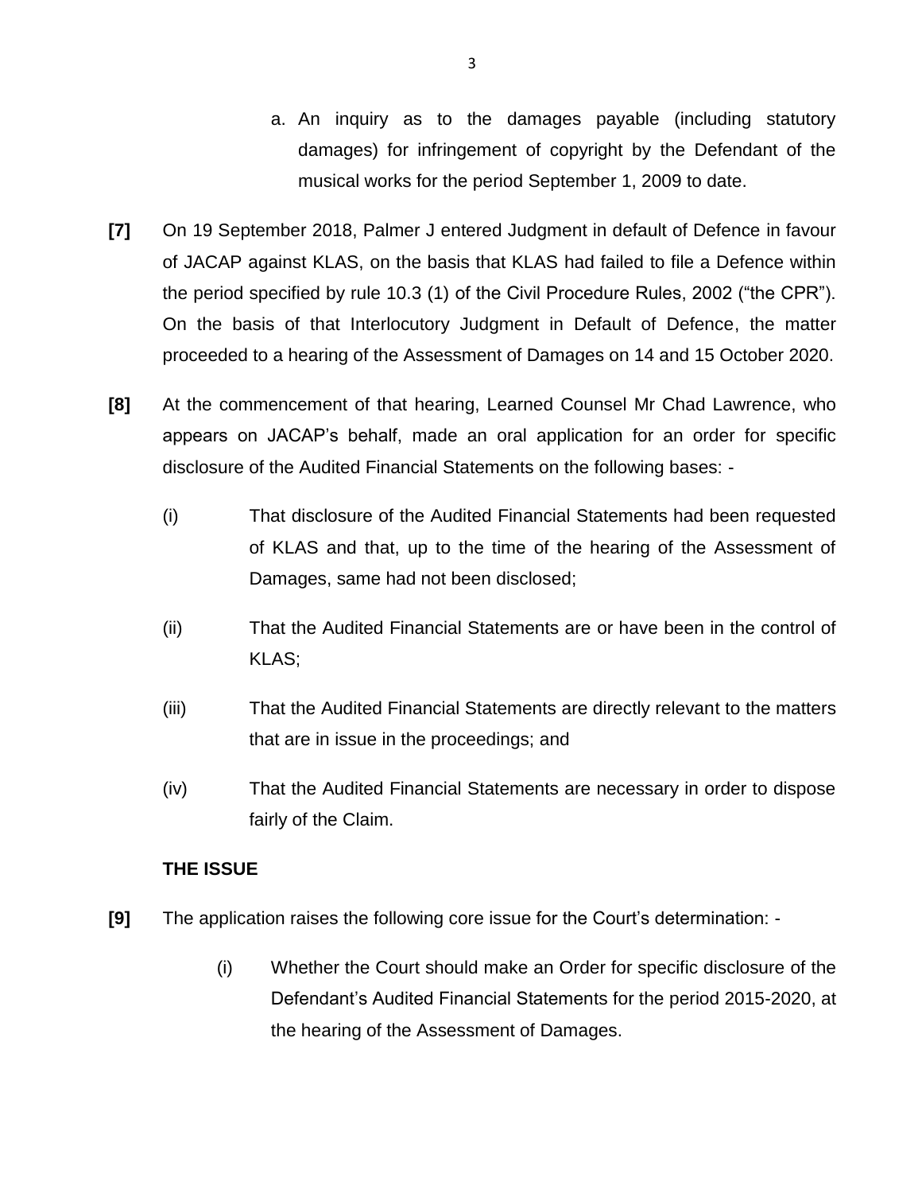a. An inquiry as to the damages payable (including statutory damages) for infringement of copyright by the Defendant of the musical works for the period September 1, 2009 to date.

**[7]** On 19 September 2018, Palmer J entered Judgment in default of Defence in favour of JACAP against KLAS, on the basis that KLAS had failed to file a Defence within the period specified by rule 10.3 (1) of the Civil Procedure Rules, 2002 ("the CPR"). On the basis of that Interlocutory Judgment in Default of Defence, the matter proceeded to a hearing of the Assessment of Damages on 14 and 15 October 2020.

**[8]** At the commencement of that hearing, Learned Counsel Mr Chad Lawrence, who appears on JACAP's behalf, made an oral application for an order for specific disclosure of the Audited Financial Statements on the following bases: -

(i) That disclosure of the Audited Financial Statements had been requested of KLAS and that, up to the time of the hearing of the Assessment of Damages, same had not been disclosed;

(ii) That the Audited Financial Statements are or have been in the control of KLAS;

(iii) That the Audited Financial Statements are directly relevant to the matters that are in issue in the proceedings; and

(iv) That the Audited Financial Statements are necessary in order to dispose fairly of the Claim.

**THE ISSUE**

**[9]** The application raises the following core issue for the Court's determination: -

(i) Whether the Court should make an Order for specific disclosure of the Defendant's Audited Financial Statements for the period 2015-2020, at the hearing of the Assessment of Damages.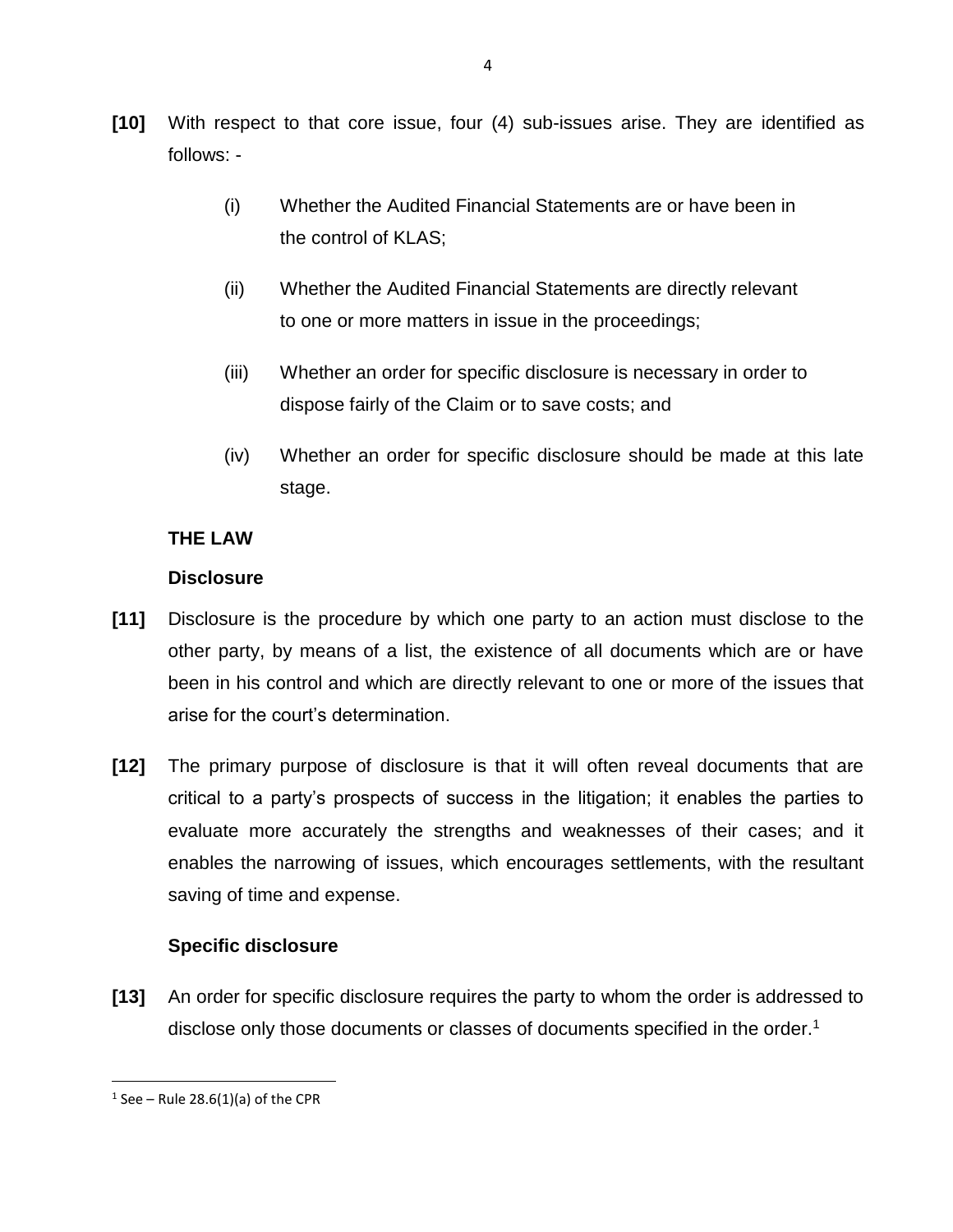**[10]** With respect to that core issue, four (4) sub-issues arise. They are identified as follows: -

(i) Whether the Audited Financial Statements are or have been in the control of KLAS;

(ii) Whether the Audited Financial Statements are directly relevant to one or more matters in issue in the proceedings;

(iii) Whether an order for specific disclosure is necessary in order to dispose fairly of the Claim or to save costs; and

(iv) Whether an order for specific disclosure should be made at this late stage.

## THE LAW

### Disclosure

**[11]** Disclosure is the procedure by which one party to an action must disclose to the other party, by means of a list, the existence of all documents which are or have been in his control and which are directly relevant to one or more of the issues that arise for the court's determination.

**[12]** The primary purpose of disclosure is that it will often reveal documents that are critical to a party's prospects of success in the litigation; it enables the parties to evaluate more accurately the strengths and weaknesses of their cases; and it enables the narrowing of issues, which encourages settlements, with the resultant saving of time and expense.

### Specific disclosure

**[13]** An order for specific disclosure requires the party to whom the order is addressed to disclose only those documents or classes of documents specified in the order.[1]

---

[1] See – Rule 28.6(1)(a) of the CPR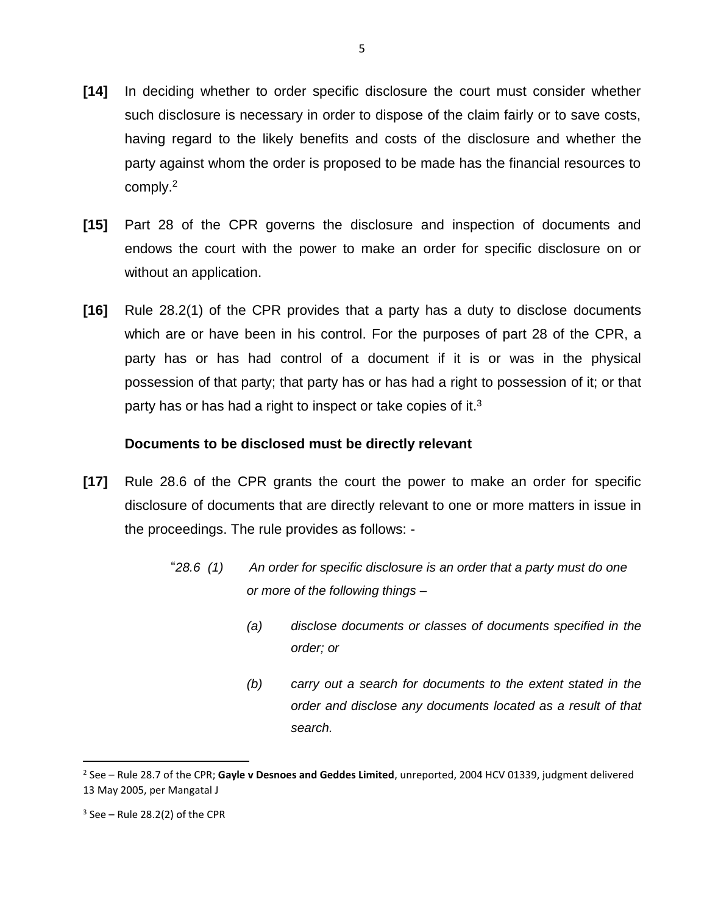**[14]** In deciding whether to order specific disclosure the court must consider whether such disclosure is necessary in order to dispose of the claim fairly or to save costs, having regard to the likely benefits and costs of the disclosure and whether the party against whom the order is proposed to be made has the financial resources to comply.[2]

**[15]** Part 28 of the CPR governs the disclosure and inspection of documents and endows the court with the power to make an order for specific disclosure on or without an application.

**[16]** Rule 28.2(1) of the CPR provides that a party has a duty to disclose documents which are or have been in his control. For the purposes of part 28 of the CPR, a party has or has had control of a document if it is or was in the physical possession of that party; that party has or has had a right to possession of it; or that party has or has had a right to inspect or take copies of it.[3]

**Documents to be disclosed must be directly relevant**

**[17]** Rule 28.6 of the CPR grants the court the power to make an order for specific disclosure of documents that are directly relevant to one or more matters in issue in the proceedings. The rule provides as follows: -

> "*28.6 (1) An order for specific disclosure is an order that a party must do one or more of the following things –*
>
> *(a) disclose documents or classes of documents specified in the order; or*
>
> *(b) carry out a search for documents to the extent stated in the order and disclose any documents located as a result of that search.*

---

[2] See – Rule 28.7 of the CPR; **Gayle v Desnoes and Geddes Limited**, unreported, 2004 HCV 01339, judgment delivered 13 May 2005, per Mangatal J

[3] See – Rule 28.2(2) of the CPR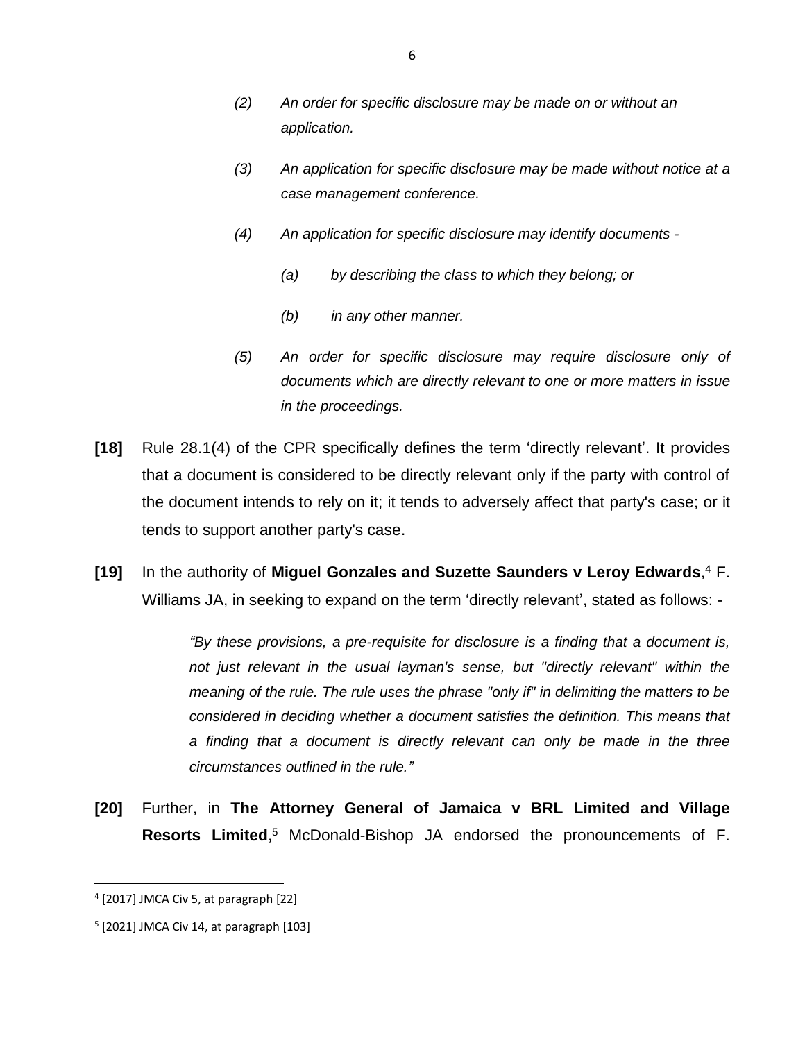*(2) An order for specific disclosure may be made on or without an application.*

*(3) An application for specific disclosure may be made without notice at a case management conference.*

*(4) An application for specific disclosure may identify documents -*

*(a) by describing the class to which they belong; or*

*(b) in any other manner.*

*(5) An order for specific disclosure may require disclosure only of documents which are directly relevant to one or more matters in issue in the proceedings.*

**[18]** Rule 28.1(4) of the CPR specifically defines the term 'directly relevant'. It provides that a document is considered to be directly relevant only if the party with control of the document intends to rely on it; it tends to adversely affect that party's case; or it tends to support another party's case.

**[19]** In the authority of **Miguel Gonzales and Suzette Saunders v Leroy Edwards**,[4] F. Williams JA, in seeking to expand on the term 'directly relevant', stated as follows: -

> *"By these provisions, a pre-requisite for disclosure is a finding that a document is, not just relevant in the usual layman's sense, but "directly relevant" within the meaning of the rule. The rule uses the phrase "only if" in delimiting the matters to be considered in deciding whether a document satisfies the definition. This means that a finding that a document is directly relevant can only be made in the three circumstances outlined in the rule."*

**[20]** Further, in **The Attorney General of Jamaica v BRL Limited and Village Resorts Limited**,[5] McDonald-Bishop JA endorsed the pronouncements of F.

---

[4] [2017] JMCA Civ 5, at paragraph [22]

[5] [2021] JMCA Civ 14, at paragraph [103]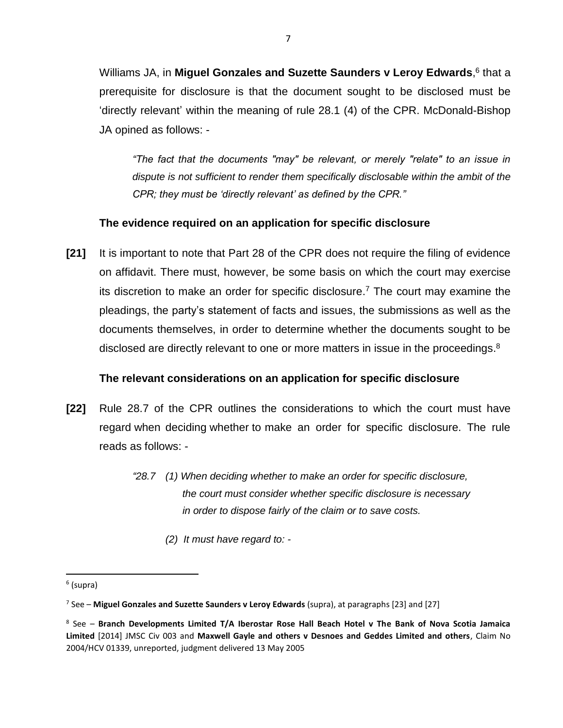Williams JA, in **Miguel Gonzales and Suzette Saunders v Leroy Edwards**,[6] that a prerequisite for disclosure is that the document sought to be disclosed must be 'directly relevant' within the meaning of rule 28.1 (4) of the CPR. McDonald-Bishop JA opined as follows: -

> *"The fact that the documents "may" be relevant, or merely "relate" to an issue in dispute is not sufficient to render them specifically disclosable within the ambit of the CPR; they must be 'directly relevant' as defined by the CPR."*

**The evidence required on an application for specific disclosure**

**[21]** It is important to note that Part 28 of the CPR does not require the filing of evidence on affidavit. There must, however, be some basis on which the court may exercise its discretion to make an order for specific disclosure.[7] The court may examine the pleadings, the party's statement of facts and issues, the submissions as well as the documents themselves, in order to determine whether the documents sought to be disclosed are directly relevant to one or more matters in issue in the proceedings.[8]

**The relevant considerations on an application for specific disclosure**

**[22]** Rule 28.7 of the CPR outlines the considerations to which the court must have regard when deciding whether to make an order for specific disclosure. The rule reads as follows: -

> *"28.7 (1) When deciding whether to make an order for specific disclosure, the court must consider whether specific disclosure is necessary in order to dispose fairly of the claim or to save costs.*
>
> *(2) It must have regard to: -*

---

[6] (supra)

[7] See – **Miguel Gonzales and Suzette Saunders v Leroy Edwards** (supra), at paragraphs [23] and [27]

[8] See – **Branch Developments Limited T/A Iberostar Rose Hall Beach Hotel v The Bank of Nova Scotia Jamaica Limited** [2014] JMSC Civ 003 and **Maxwell Gayle and others v Desnoes and Geddes Limited and others**, Claim No 2004/HCV 01339, unreported, judgment delivered 13 May 2005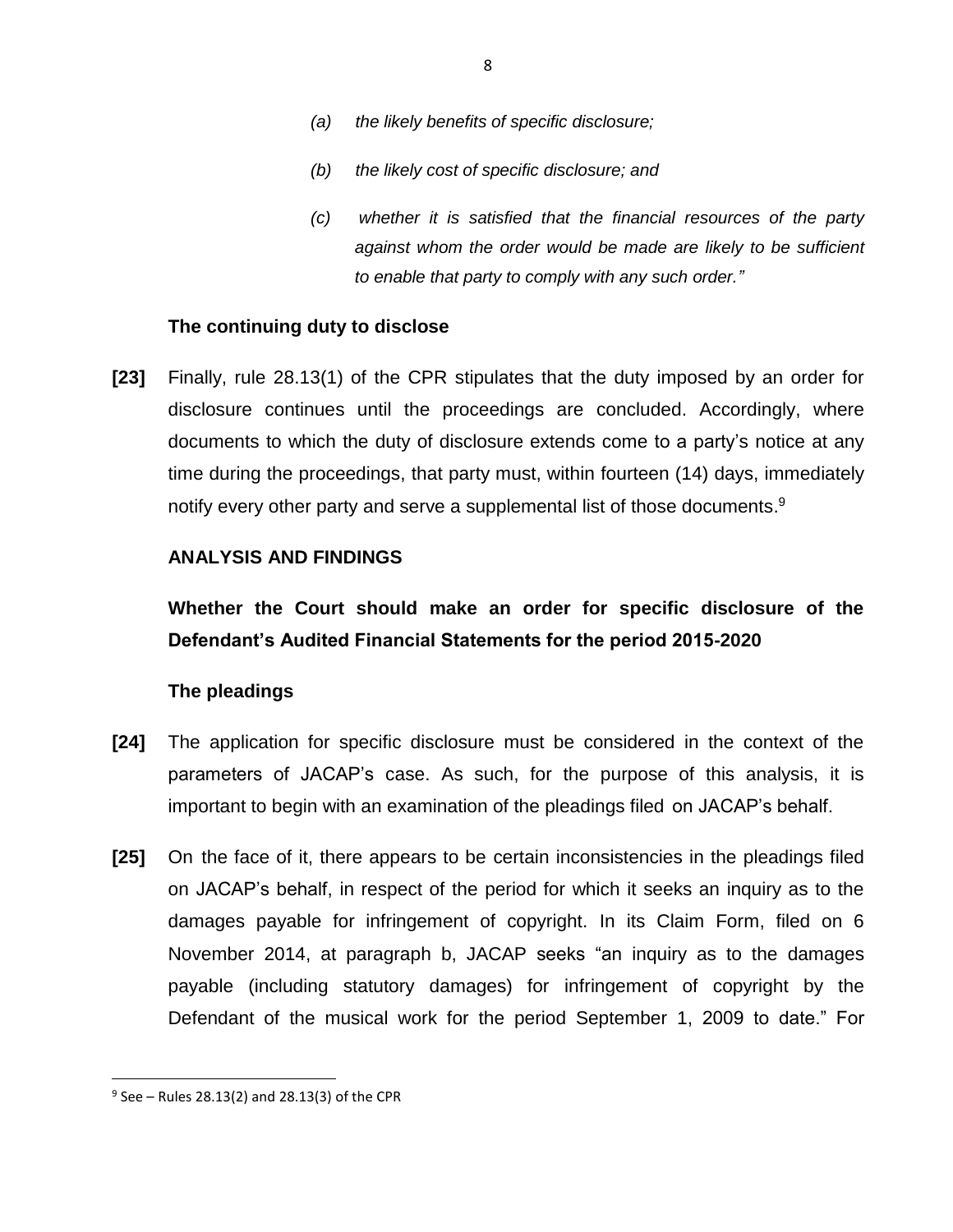*(a) the likely benefits of specific disclosure;*

*(b) the likely cost of specific disclosure; and*

*(c) whether it is satisfied that the financial resources of the party against whom the order would be made are likely to be sufficient to enable that party to comply with any such order."*

**The continuing duty to disclose**

**[23]** Finally, rule 28.13(1) of the CPR stipulates that the duty imposed by an order for disclosure continues until the proceedings are concluded. Accordingly, where documents to which the duty of disclosure extends come to a party's notice at any time during the proceedings, that party must, within fourteen (14) days, immediately notify every other party and serve a supplemental list of those documents.[9]

**ANALYSIS AND FINDINGS**

**Whether the Court should make an order for specific disclosure of the Defendant's Audited Financial Statements for the period 2015-2020**

**The pleadings**

**[24]** The application for specific disclosure must be considered in the context of the parameters of JACAP's case. As such, for the purpose of this analysis, it is important to begin with an examination of the pleadings filed on JACAP's behalf.

**[25]** On the face of it, there appears to be certain inconsistencies in the pleadings filed on JACAP's behalf, in respect of the period for which it seeks an inquiry as to the damages payable for infringement of copyright. In its Claim Form, filed on 6 November 2014, at paragraph b, JACAP seeks "an inquiry as to the damages payable (including statutory damages) for infringement of copyright by the Defendant of the musical work for the period September 1, 2009 to date." For

[9] See – Rules 28.13(2) and 28.13(3) of the CPR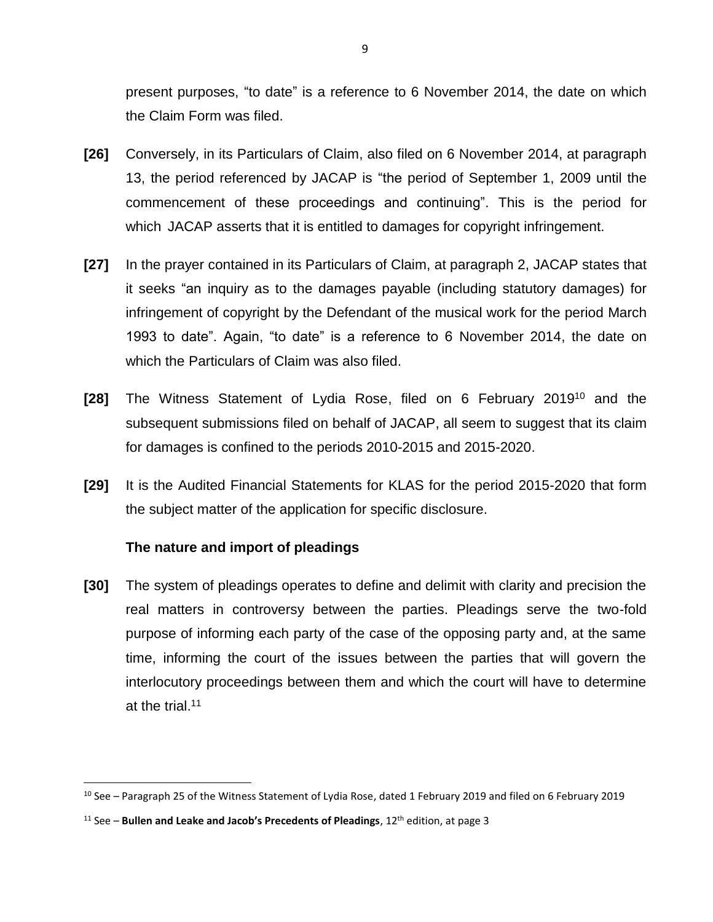present purposes, "to date" is a reference to 6 November 2014, the date on which the Claim Form was filed.

**[26]** Conversely, in its Particulars of Claim, also filed on 6 November 2014, at paragraph 13, the period referenced by JACAP is "the period of September 1, 2009 until the commencement of these proceedings and continuing". This is the period for which JACAP asserts that it is entitled to damages for copyright infringement.

**[27]** In the prayer contained in its Particulars of Claim, at paragraph 2, JACAP states that it seeks "an inquiry as to the damages payable (including statutory damages) for infringement of copyright by the Defendant of the musical work for the period March 1993 to date". Again, "to date" is a reference to 6 November 2014, the date on which the Particulars of Claim was also filed.

**[28]** The Witness Statement of Lydia Rose, filed on 6 February 2019[10] and the subsequent submissions filed on behalf of JACAP, all seem to suggest that its claim for damages is confined to the periods 2010-2015 and 2015-2020.

**[29]** It is the Audited Financial Statements for KLAS for the period 2015-2020 that form the subject matter of the application for specific disclosure.

**The nature and import of pleadings**

**[30]** The system of pleadings operates to define and delimit with clarity and precision the real matters in controversy between the parties. Pleadings serve the two-fold purpose of informing each party of the case of the opposing party and, at the same time, informing the court of the issues between the parties that will govern the interlocutory proceedings between them and which the court will have to determine at the trial.[11]

---

[10] See – Paragraph 25 of the Witness Statement of Lydia Rose, dated 1 February 2019 and filed on 6 February 2019

[11] See – **Bullen and Leake and Jacob's Precedents of Pleadings**, 12th edition, at page 3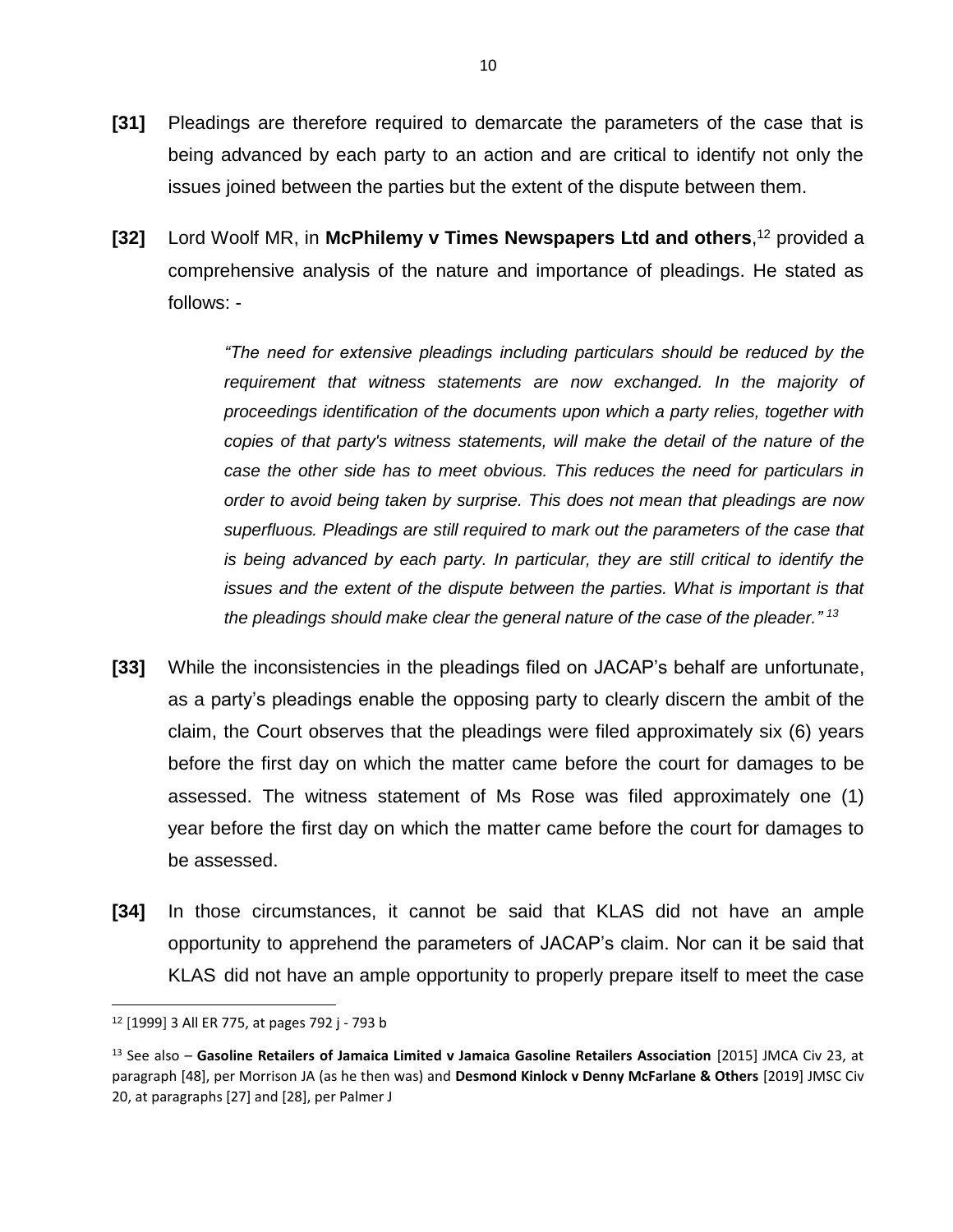**[31]** Pleadings are therefore required to demarcate the parameters of the case that is being advanced by each party to an action and are critical to identify not only the issues joined between the parties but the extent of the dispute between them.

**[32]** Lord Woolf MR, in **McPhilemy v Times Newspapers Ltd and others**,[12] provided a comprehensive analysis of the nature and importance of pleadings. He stated as follows: -

> *"The need for extensive pleadings including particulars should be reduced by the requirement that witness statements are now exchanged. In the majority of proceedings identification of the documents upon which a party relies, together with copies of that party's witness statements, will make the detail of the nature of the case the other side has to meet obvious. This reduces the need for particulars in order to avoid being taken by surprise. This does not mean that pleadings are now superfluous. Pleadings are still required to mark out the parameters of the case that is being advanced by each party. In particular, they are still critical to identify the issues and the extent of the dispute between the parties. What is important is that the pleadings should make clear the general nature of the case of the pleader."* [13]

**[33]** While the inconsistencies in the pleadings filed on JACAP's behalf are unfortunate, as a party's pleadings enable the opposing party to clearly discern the ambit of the claim, the Court observes that the pleadings were filed approximately six (6) years before the first day on which the matter came before the court for damages to be assessed. The witness statement of Ms Rose was filed approximately one (1) year before the first day on which the matter came before the court for damages to be assessed.

**[34]** In those circumstances, it cannot be said that KLAS did not have an ample opportunity to apprehend the parameters of JACAP's claim. Nor can it be said that KLAS did not have an ample opportunity to properly prepare itself to meet the case

---

[12] [1999] 3 All ER 775, at pages 792 j - 793 b

[13] See also – **Gasoline Retailers of Jamaica Limited v Jamaica Gasoline Retailers Association** [2015] JMCA Civ 23, at paragraph [48], per Morrison JA (as he then was) and **Desmond Kinlock v Denny McFarlane & Others** [2019] JMSC Civ 20, at paragraphs [27] and [28], per Palmer J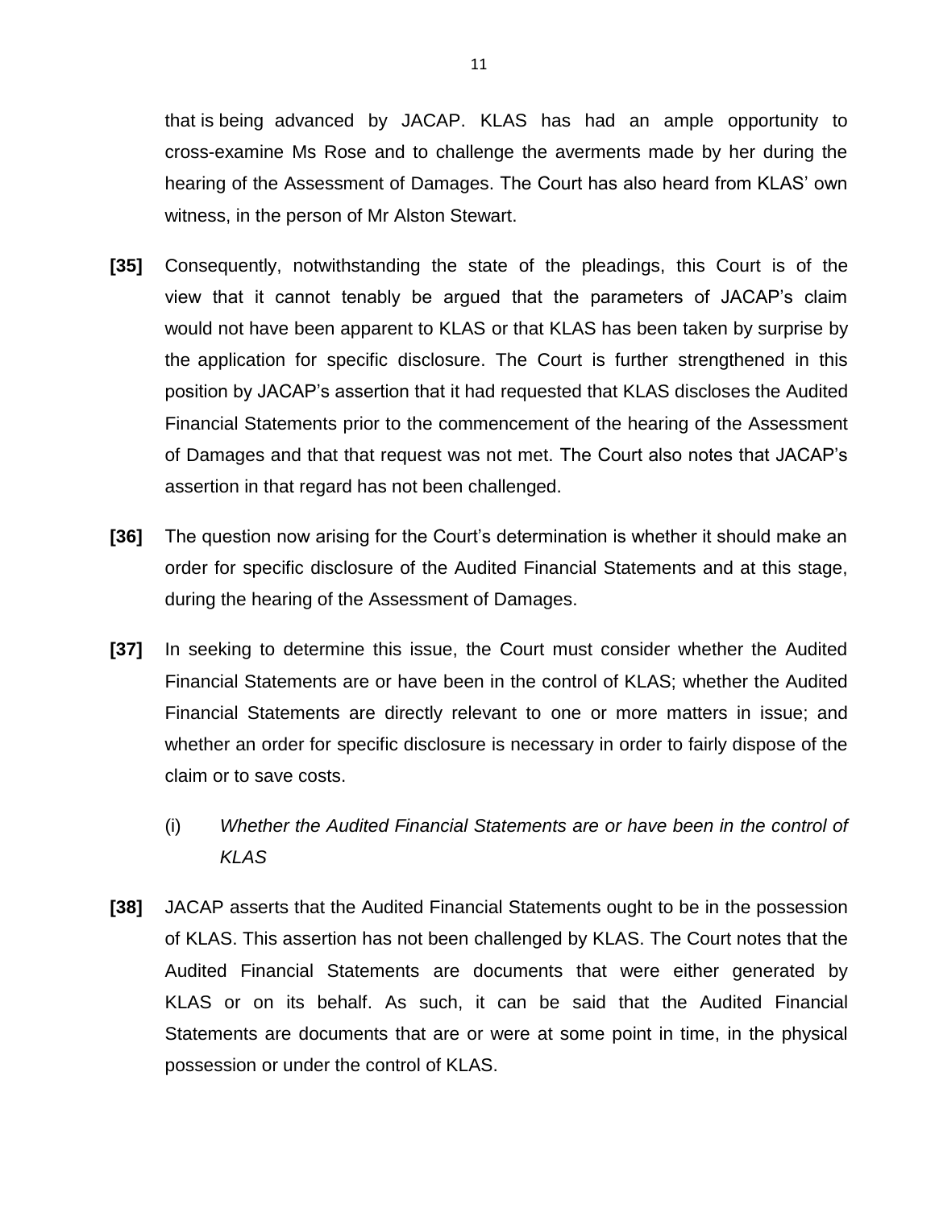that is being advanced by JACAP. KLAS has had an ample opportunity to cross-examine Ms Rose and to challenge the averments made by her during the hearing of the Assessment of Damages. The Court has also heard from KLAS' own witness, in the person of Mr Alston Stewart.

**[35]** Consequently, notwithstanding the state of the pleadings, this Court is of the view that it cannot tenably be argued that the parameters of JACAP's claim would not have been apparent to KLAS or that KLAS has been taken by surprise by the application for specific disclosure. The Court is further strengthened in this position by JACAP's assertion that it had requested that KLAS discloses the Audited Financial Statements prior to the commencement of the hearing of the Assessment of Damages and that that request was not met. The Court also notes that JACAP's assertion in that regard has not been challenged.

**[36]** The question now arising for the Court's determination is whether it should make an order for specific disclosure of the Audited Financial Statements and at this stage, during the hearing of the Assessment of Damages.

**[37]** In seeking to determine this issue, the Court must consider whether the Audited Financial Statements are or have been in the control of KLAS; whether the Audited Financial Statements are directly relevant to one or more matters in issue; and whether an order for specific disclosure is necessary in order to fairly dispose of the claim or to save costs.

(i) *Whether the Audited Financial Statements are or have been in the control of KLAS*

**[38]** JACAP asserts that the Audited Financial Statements ought to be in the possession of KLAS. This assertion has not been challenged by KLAS. The Court notes that the Audited Financial Statements are documents that were either generated by KLAS or on its behalf. As such, it can be said that the Audited Financial Statements are documents that are or were at some point in time, in the physical possession or under the control of KLAS.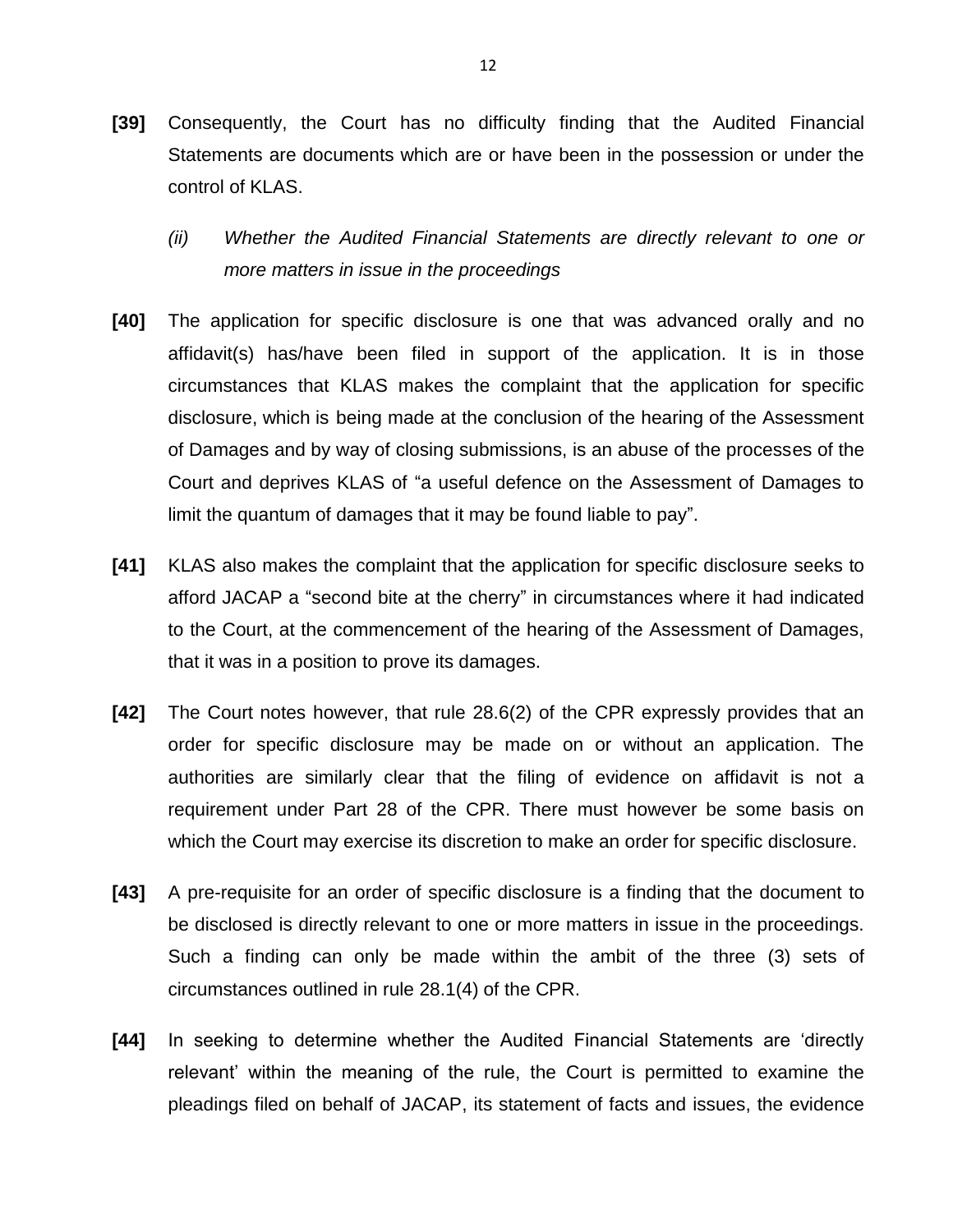**[39]** Consequently, the Court has no difficulty finding that the Audited Financial Statements are documents which are or have been in the possession or under the control of KLAS.

*(ii) Whether the Audited Financial Statements are directly relevant to one or more matters in issue in the proceedings*

**[40]** The application for specific disclosure is one that was advanced orally and no affidavit(s) has/have been filed in support of the application. It is in those circumstances that KLAS makes the complaint that the application for specific disclosure, which is being made at the conclusion of the hearing of the Assessment of Damages and by way of closing submissions, is an abuse of the processes of the Court and deprives KLAS of "a useful defence on the Assessment of Damages to limit the quantum of damages that it may be found liable to pay".

**[41]** KLAS also makes the complaint that the application for specific disclosure seeks to afford JACAP a "second bite at the cherry" in circumstances where it had indicated to the Court, at the commencement of the hearing of the Assessment of Damages, that it was in a position to prove its damages.

**[42]** The Court notes however, that rule 28.6(2) of the CPR expressly provides that an order for specific disclosure may be made on or without an application. The authorities are similarly clear that the filing of evidence on affidavit is not a requirement under Part 28 of the CPR. There must however be some basis on which the Court may exercise its discretion to make an order for specific disclosure.

**[43]** A pre-requisite for an order of specific disclosure is a finding that the document to be disclosed is directly relevant to one or more matters in issue in the proceedings. Such a finding can only be made within the ambit of the three (3) sets of circumstances outlined in rule 28.1(4) of the CPR.

**[44]** In seeking to determine whether the Audited Financial Statements are 'directly relevant' within the meaning of the rule, the Court is permitted to examine the pleadings filed on behalf of JACAP, its statement of facts and issues, the evidence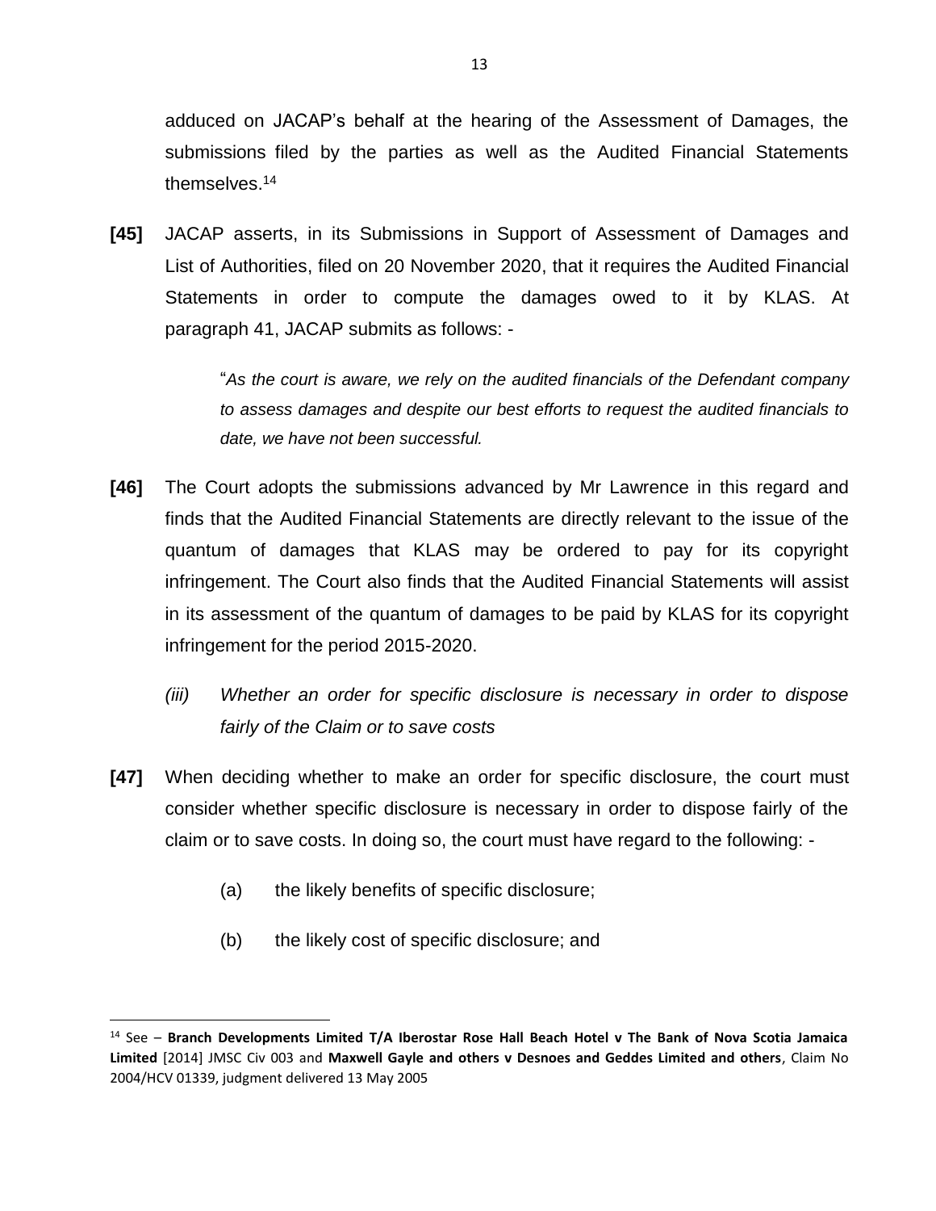adduced on JACAP's behalf at the hearing of the Assessment of Damages, the submissions filed by the parties as well as the Audited Financial Statements themselves.[14]

**[45]** JACAP asserts, in its Submissions in Support of Assessment of Damages and List of Authorities, filed on 20 November 2020, that it requires the Audited Financial Statements in order to compute the damages owed to it by KLAS. At paragraph 41, JACAP submits as follows: -

> "*As the court is aware, we rely on the audited financials of the Defendant company to assess damages and despite our best efforts to request the audited financials to date, we have not been successful.*

**[46]** The Court adopts the submissions advanced by Mr Lawrence in this regard and finds that the Audited Financial Statements are directly relevant to the issue of the quantum of damages that KLAS may be ordered to pay for its copyright infringement. The Court also finds that the Audited Financial Statements will assist in its assessment of the quantum of damages to be paid by KLAS for its copyright infringement for the period 2015-2020.

*(iii) Whether an order for specific disclosure is necessary in order to dispose fairly of the Claim or to save costs*

**[47]** When deciding whether to make an order for specific disclosure, the court must consider whether specific disclosure is necessary in order to dispose fairly of the claim or to save costs. In doing so, the court must have regard to the following: -

(a) the likely benefits of specific disclosure;

(b) the likely cost of specific disclosure; and

---

[14] See – **Branch Developments Limited T/A Iberostar Rose Hall Beach Hotel v The Bank of Nova Scotia Jamaica Limited** [2014] JMSC Civ 003 and **Maxwell Gayle and others v Desnoes and Geddes Limited and others**, Claim No 2004/HCV 01339, judgment delivered 13 May 2005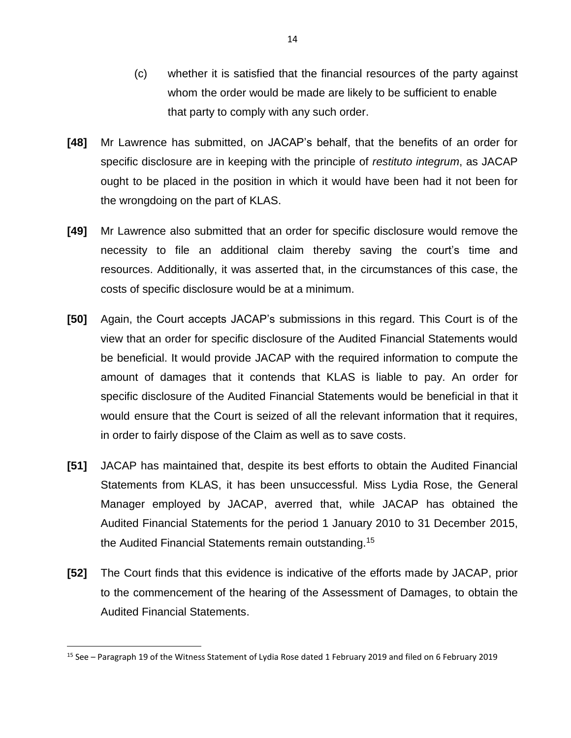(c) whether it is satisfied that the financial resources of the party against whom the order would be made are likely to be sufficient to enable that party to comply with any such order.

**[48]** Mr Lawrence has submitted, on JACAP's behalf, that the benefits of an order for specific disclosure are in keeping with the principle of *restituto integrum*, as JACAP ought to be placed in the position in which it would have been had it not been for the wrongdoing on the part of KLAS.

**[49]** Mr Lawrence also submitted that an order for specific disclosure would remove the necessity to file an additional claim thereby saving the court's time and resources. Additionally, it was asserted that, in the circumstances of this case, the costs of specific disclosure would be at a minimum.

**[50]** Again, the Court accepts JACAP's submissions in this regard. This Court is of the view that an order for specific disclosure of the Audited Financial Statements would be beneficial. It would provide JACAP with the required information to compute the amount of damages that it contends that KLAS is liable to pay. An order for specific disclosure of the Audited Financial Statements would be beneficial in that it would ensure that the Court is seized of all the relevant information that it requires, in order to fairly dispose of the Claim as well as to save costs.

**[51]** JACAP has maintained that, despite its best efforts to obtain the Audited Financial Statements from KLAS, it has been unsuccessful. Miss Lydia Rose, the General Manager employed by JACAP, averred that, while JACAP has obtained the Audited Financial Statements for the period 1 January 2010 to 31 December 2015, the Audited Financial Statements remain outstanding.[15]

**[52]** The Court finds that this evidence is indicative of the efforts made by JACAP, prior to the commencement of the hearing of the Assessment of Damages, to obtain the Audited Financial Statements.

---

[15] See – Paragraph 19 of the Witness Statement of Lydia Rose dated 1 February 2019 and filed on 6 February 2019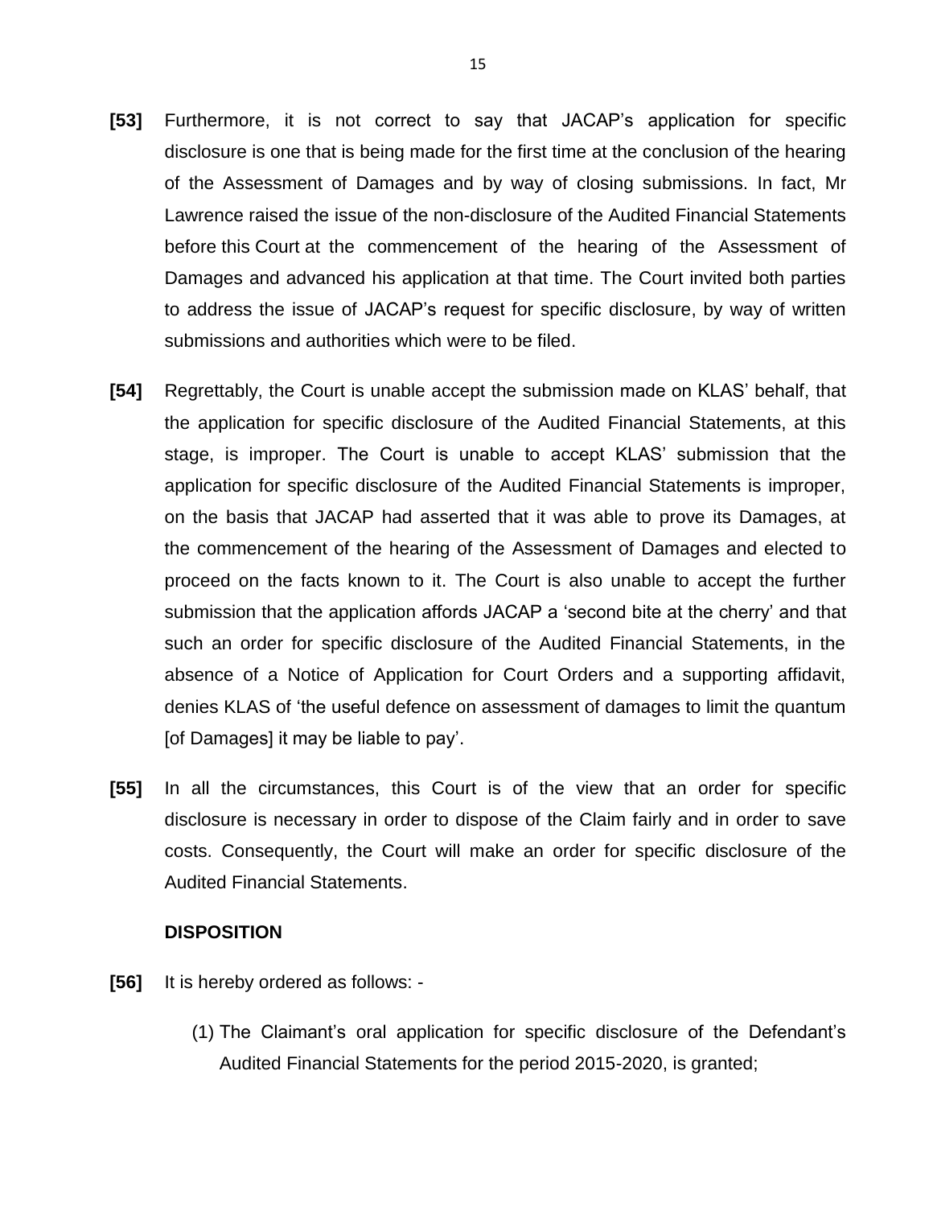**[53]** Furthermore, it is not correct to say that JACAP's application for specific disclosure is one that is being made for the first time at the conclusion of the hearing of the Assessment of Damages and by way of closing submissions. In fact, Mr Lawrence raised the issue of the non-disclosure of the Audited Financial Statements before this Court at the commencement of the hearing of the Assessment of Damages and advanced his application at that time. The Court invited both parties to address the issue of JACAP's request for specific disclosure, by way of written submissions and authorities which were to be filed.

**[54]** Regrettably, the Court is unable accept the submission made on KLAS' behalf, that the application for specific disclosure of the Audited Financial Statements, at this stage, is improper. The Court is unable to accept KLAS' submission that the application for specific disclosure of the Audited Financial Statements is improper, on the basis that JACAP had asserted that it was able to prove its Damages, at the commencement of the hearing of the Assessment of Damages and elected to proceed on the facts known to it. The Court is also unable to accept the further submission that the application affords JACAP a 'second bite at the cherry' and that such an order for specific disclosure of the Audited Financial Statements, in the absence of a Notice of Application for Court Orders and a supporting affidavit, denies KLAS of 'the useful defence on assessment of damages to limit the quantum [of Damages] it may be liable to pay'.

**[55]** In all the circumstances, this Court is of the view that an order for specific disclosure is necessary in order to dispose of the Claim fairly and in order to save costs. Consequently, the Court will make an order for specific disclosure of the Audited Financial Statements.

**DISPOSITION**

**[56]** It is hereby ordered as follows: -

(1) The Claimant's oral application for specific disclosure of the Defendant's Audited Financial Statements for the period 2015-2020, is granted;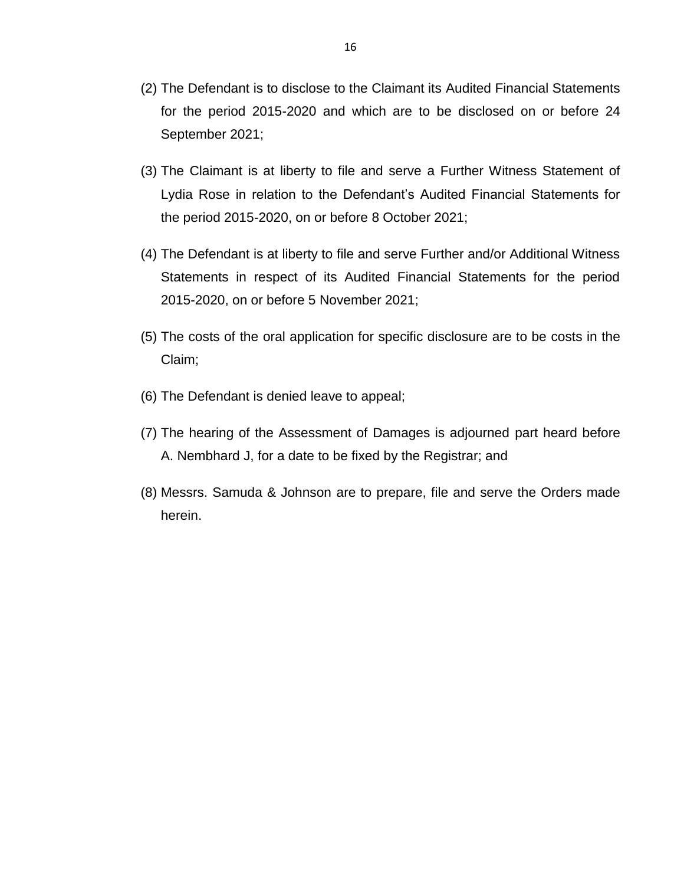(2) The Defendant is to disclose to the Claimant its Audited Financial Statements for the period 2015-2020 and which are to be disclosed on or before 24 September 2021;

(3) The Claimant is at liberty to file and serve a Further Witness Statement of Lydia Rose in relation to the Defendant's Audited Financial Statements for the period 2015-2020, on or before 8 October 2021;

(4) The Defendant is at liberty to file and serve Further and/or Additional Witness Statements in respect of its Audited Financial Statements for the period 2015-2020, on or before 5 November 2021;

(5) The costs of the oral application for specific disclosure are to be costs in the Claim;

(6) The Defendant is denied leave to appeal;

(7) The hearing of the Assessment of Damages is adjourned part heard before A. Nembhard J, for a date to be fixed by the Registrar; and

(8) Messrs. Samuda & Johnson are to prepare, file and serve the Orders made herein.